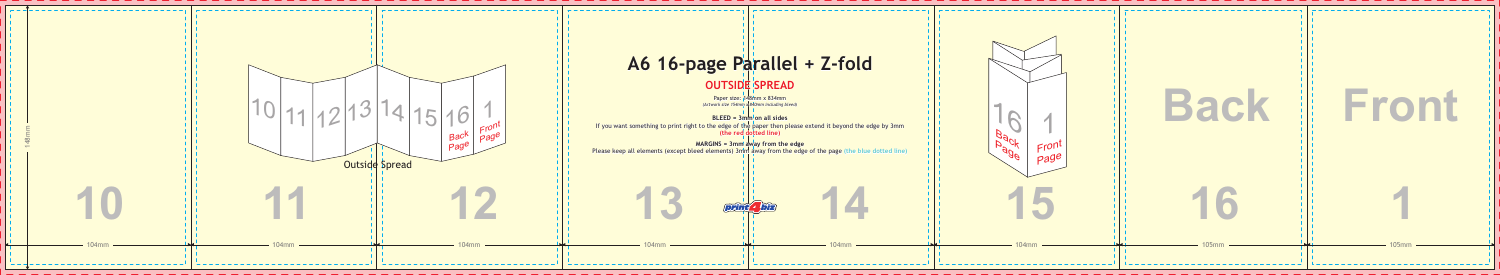# A6 16-page Parallel + Z-fold

## OUTSIDE SPREAD

**Paper size: 148mm x 834mm**
(Artwork size 154mm x 840mm including bleed)

**BLEED = 3mm on all sides**
If you want something to print right to the edge of the paper then please extend it beyond the edge by 3mm
**(the red dotted line)**

**MARGINS = 3mm away from the edge**
Please keep all elements (except bleed elements) 3mm away from the edge of the page (the blue dotted line)

Outside Spread

148mm

10 — 104mm

11 — 104mm

12 — 104mm

13 — 104mm

14 — 104mm

15 — 104mm

16 Back — 105mm

1 Front — 105mm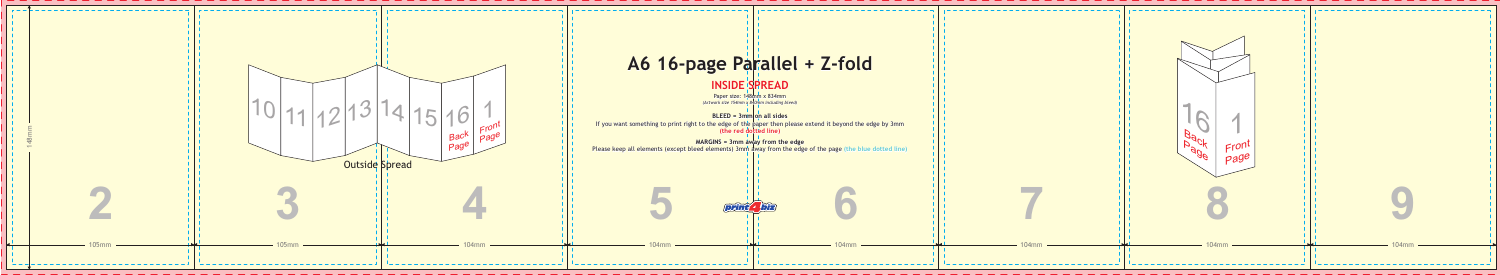# A6 16-page Parallel + Z-fold

## INSIDE SPREAD

**Paper size: 148mm x 834mm**
*(Artwork size 154mm x 840mm including bleed)*

**BLEED = 3mm on all sides**
If you want something to print right to the edge of the paper then please extend it beyond the edge by 3mm
**(the red dotted line)**

**MARGINS = 3mm away from the edge**
Please keep all elements (except bleed elements) 3mm away from the edge of the page (the blue dotted line)

10 11 12 13 14 15 16 1
Back Page
Front Page
Outside Spread

16 1
Back Page
Front Page

148mm

2 — 105mm
3 — 105mm
4 — 104mm
5 — 104mm
6 — 104mm
7 — 104mm
8 — 104mm
9 — 104mm